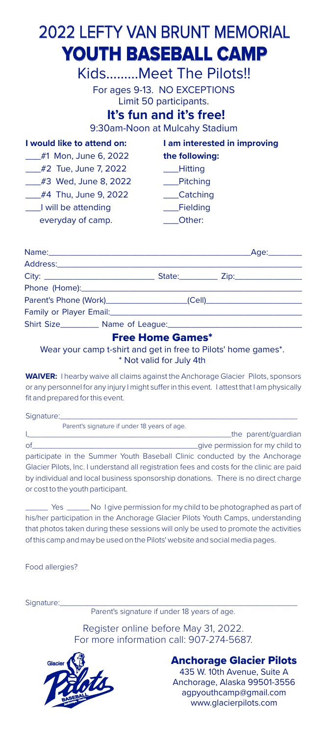# 2022 LEFTY VAN BRUNT MEMORIAL

# YOUTH BASEBALL CAMP

## Kids.........Meet The Pilots!!

For ages 9-13. NO EXCEPTIONS
Limit 50 participants.

**It's fun and it's free!**

9:30am-Noon at Mulcahy Stadium

**I would like to attend on:**

___#1 Mon, June 6, 2022
___#2 Tue, June 7, 2022
___#3 Wed, June 8, 2022
___#4 Thu, June 9, 2022
___I will be attending everyday of camp.

**I am interested in improving the following:**

___Hitting
___Pitching
___Catching
___Fielding
___Other:

Name:_____________________________________________Age:________
Address:_____________________________________________________
City: ________________________ State:_________ Zip:_______________
Phone (Home):________________________________________________
Parent's Phone (Work)__________________(Cell)_____________________
Family or Player Email:________________________________________
Shirt Size_________ Name of League:_____________________________

### Free Home Games*

Wear your camp t-shirt and get in free to Pilots' home games*.
* Not valid for July 4th

**WAIVER:** I hearby waive all claims against the Anchorage Glacier Pilots, sponsors or any personnel for any injury I might suffer in this event. I attest that I am physically fit and prepared for this event.

Signature:___________________________________________________
Parent's signature if under 18 years of age.

I,_______________________________________________the parent/guardian of__________________________________________give permission for my child to participate in the Summer Youth Baseball Clinic conducted by the Anchorage Glacier Pilots, Inc. I understand all registration fees and costs for the clinic are paid by individual and local business sponsorship donations. There is no direct charge or cost to the youth participant.

______ Yes ______ No I give permission for my child to be photographed as part of his/her participation in the Anchorage Glacier Pilots Youth Camps, understanding that photos taken during these sessions will only be used to promote the activities of this camp and may be used on the Pilots' website and social media pages.

Food allergies?

Signature:___________________________________________________
Parent's signature if under 18 years of age.

Register online before May 31, 2022.
For more information call: 907-274-5687.

### Anchorage Glacier Pilots

435 W. 10th Avenue, Suite A
Anchorage, Alaska 99501-3556
agpyouthcamp@gmail.com
www.glacierpilots.com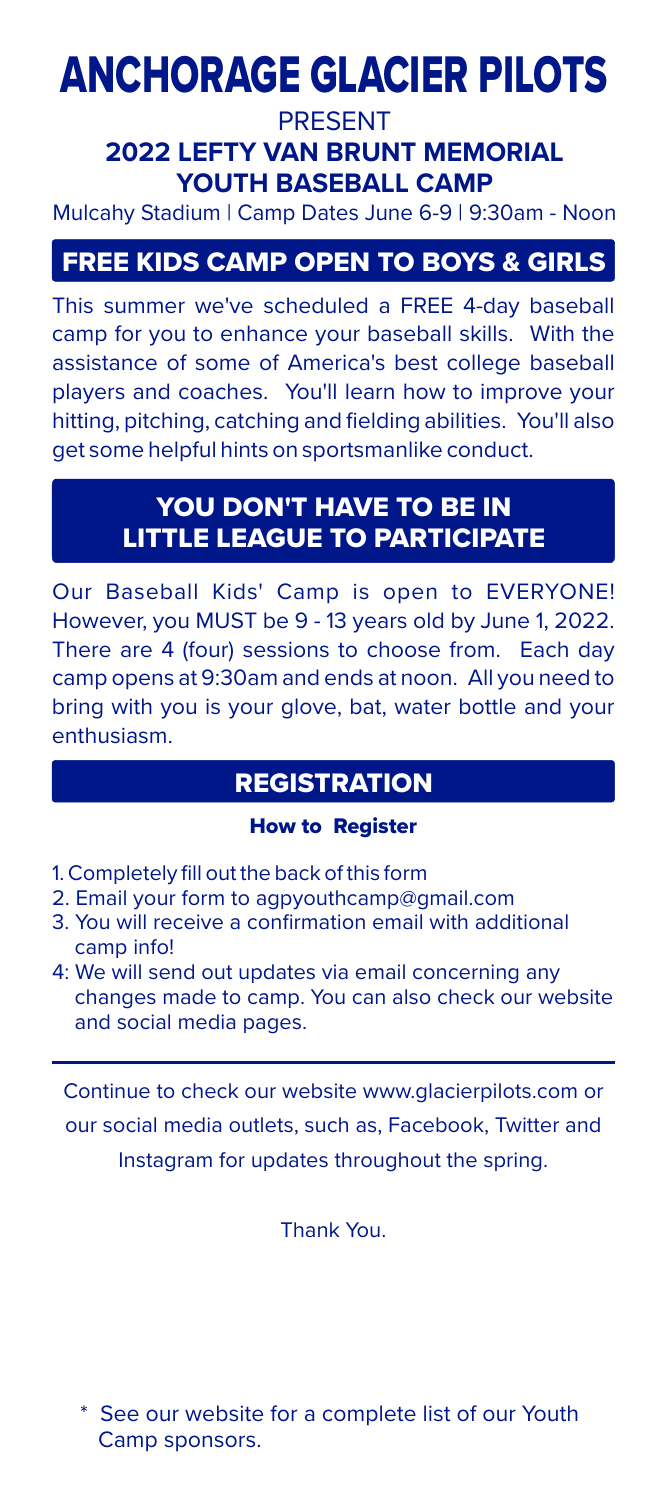# ANCHORAGE GLACIER PILOTS

PRESENT

## 2022 LEFTY VAN BRUNT MEMORIAL YOUTH BASEBALL CAMP

Mulcahy Stadium | Camp Dates June 6-9 | 9:30am - Noon

## FREE KIDS CAMP OPEN TO BOYS & GIRLS

This summer we've scheduled a FREE 4-day baseball camp for you to enhance your baseball skills. With the assistance of some of America's best college baseball players and coaches. You'll learn how to improve your hitting, pitching, catching and fielding abilities. You'll also get some helpful hints on sportsmanlike conduct.

## YOU DON'T HAVE TO BE IN LITTLE LEAGUE TO PARTICIPATE

Our Baseball Kids' Camp is open to EVERYONE! However, you MUST be 9 - 13 years old by June 1, 2022. There are 4 (four) sessions to choose from. Each day camp opens at 9:30am and ends at noon. All you need to bring with you is your glove, bat, water bottle and your enthusiasm.

## REGISTRATION

### How to Register

1. Completely fill out the back of this form
2. Email your form to agpyouthcamp@gmail.com
3. You will receive a confirmation email with additional camp info!
4. We will send out updates via email concerning any changes made to camp. You can also check our website and social media pages.

---

Continue to check our website www.glacierpilots.com or our social media outlets, such as, Facebook, Twitter and Instagram for updates throughout the spring.

Thank You.

\* See our website for a complete list of our Youth Camp sponsors.